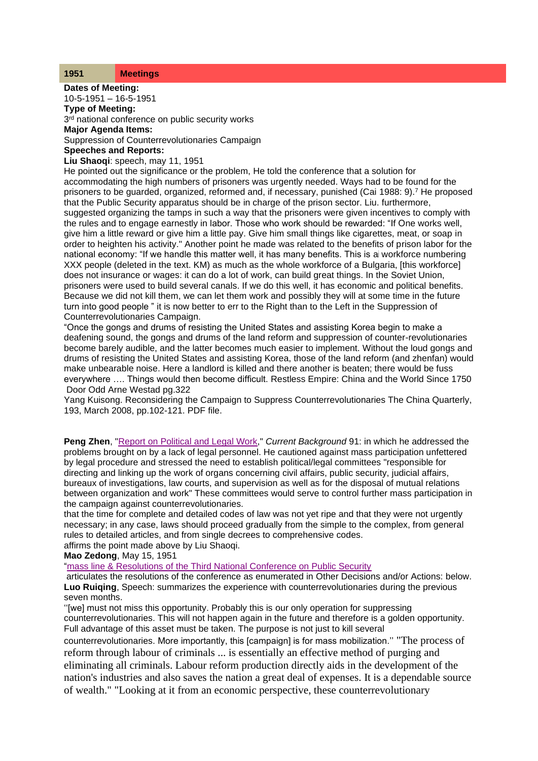| 1951 | Meetings |
|---|---|

**Dates of Meeting:**
10-5-1951 – 16-5-1951
**Type of Meeting:**
3rd national conference on public security works
**Major Agenda Items:**
Suppression of Counterrevolutionaries Campaign
**Speeches and Reports:**
**Liu Shaoqi**: speech, may 11, 1951
He pointed out the significance or the problem, He told the conference that a solution for accommodating the high numbers of prisoners was urgently needed. Ways had to be found for the prisoners to be guarded, organized, reformed and, if necessary, punished (Cai 1988: 9).[7] He proposed that the Public Security apparatus should be in charge of the prison sector. Liu. furthermore, suggested organizing the tamps in such a way that the prisoners were given incentives to comply with the rules and to engage earnestly in labor. Those who work should be rewarded: "If One works well, give him a little reward or give him a little pay. Give him small things like cigarettes, meat, or soap in order to heighten his activity." Another point he made was related to the benefits of prison labor for the national economy: "If we handle this matter well, it has many benefits. This is a workforce numbering XXX people (deleted in the text. KM) as much as the whole workforce of a Bulgaria, [this workforce] does not insurance or wages: it can do a lot of work, can build great things. In the Soviet Union, prisoners were used to build several canals. If we do this well, it has economic and political benefits. Because we did not kill them, we can let them work and possibly they will at some time in the future turn into good people " it is now better to err to the Right than to the Left in the Suppression of Counterrevolutionaries Campaign.
"Once the gongs and drums of resisting the United States and assisting Korea begin to make a deafening sound, the gongs and drums of the land reform and suppression of counter-revolutionaries become barely audible, and the latter becomes much easier to implement. Without the loud gongs and drums of resisting the United States and assisting Korea, those of the land reform (and zhenfan) would make unbearable noise. Here a landlord is killed and there another is beaten; there would be fuss everywhere …. Things would then become difficult. Restless Empire: China and the World Since 1750 Door Odd Arne Westad pg.322
Yang Kuisong. Reconsidering the Campaign to Suppress Counterrevolutionaries The China Quarterly, 193, March 2008, pp.102-121. PDF file.

**Peng Zhen**, "Report on Political and Legal Work," *Current Background* 91: in which he addressed the problems brought on by a lack of legal personnel. He cautioned against mass participation unfettered by legal procedure and stressed the need to establish political/legal committees "responsible for directing and linking up the work of organs concerning civil affairs, public security, judicial affairs, bureaux of investigations, law courts, and supervision as well as for the disposal of mutual relations between organization and work" These committees would serve to control further mass participation in the campaign against counterrevolutionaries.
that the time for complete and detailed codes of law was not yet ripe and that they were not urgently necessary; in any case, laws should proceed gradually from the simple to the complex, from general rules to detailed articles, and from single decrees to comprehensive codes.
affirms the point made above by Liu Shaoqi.
**Mao Zedong**, May 15, 1951
"mass line & Resolutions of the Third National Conference on Public Security
articulates the resolutions of the conference as enumerated in Other Decisions and/or Actions: below.
**Luo Ruiqing**, Speech: summarizes the experience with counterrevolutionaries during the previous seven months.
''[we] must not miss this opportunity. Probably this is our only operation for suppressing counterrevolutionaries. This will not happen again in the future and therefore is a golden opportunity. Full advantage of this asset must be taken. The purpose is not just to kill several counterrevolutionaries. More importantly, this [campaign] is for mass mobilization.'' "The process of reform through labour of criminals ... is essentially an effective method of purging and eliminating all criminals. Labour reform production directly aids in the development of the nation's industries and also saves the nation a great deal of expenses. It is a dependable source of wealth." "Looking at it from an economic perspective, these counterrevolutionary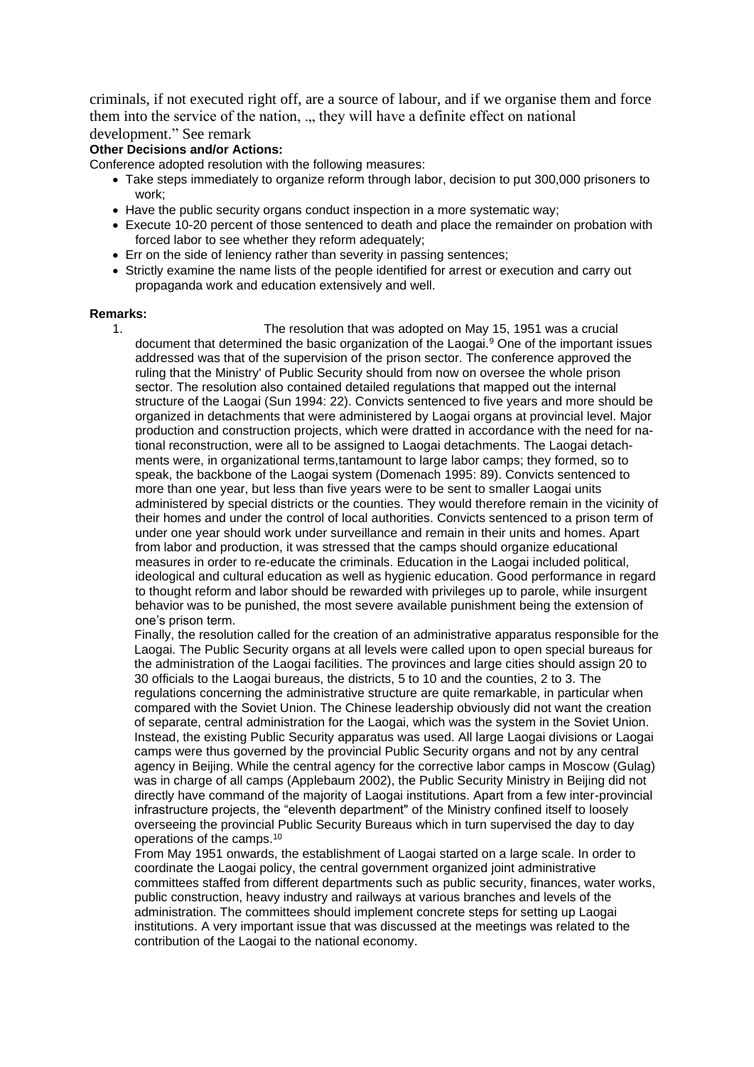criminals, if not executed right off, are a source of labour, and if we organise them and force them into the service of the nation, ... they will have a definite effect on national development." See remark

**Other Decisions and/or Actions:**

Conference adopted resolution with the following measures:

- Take steps immediately to organize reform through labor, decision to put 300,000 prisoners to work;
- Have the public security organs conduct inspection in a more systematic way;
- Execute 10-20 percent of those sentenced to death and place the remainder on probation with forced labor to see whether they reform adequately;
- Err on the side of leniency rather than severity in passing sentences;
- Strictly examine the name lists of the people identified for arrest or execution and carry out propaganda work and education extensively and well.

**Remarks:**

1. The resolution that was adopted on May 15, 1951 was a crucial document that determined the basic organization of the Laogai.[9] One of the important issues addressed was that of the supervision of the prison sector. The conference approved the ruling that the Ministry' of Public Security should from now on oversee the whole prison sector. The resolution also contained detailed regulations that mapped out the internal structure of the Laogai (Sun 1994: 22). Convicts sentenced to five years and more should be organized in detachments that were administered by Laogai organs at provincial level. Major production and construction projects, which were drafted in accordance with the need for national reconstruction, were all to be assigned to Laogai detachments. The Laogai detachments were, in organizational terms,tantamount to large labor camps; they formed, so to speak, the backbone of the Laogai system (Domenach 1995: 89). Convicts sentenced to more than one year, but less than five years were to be sent to smaller Laogai units administered by special districts or the counties. They would therefore remain in the vicinity of their homes and under the control of local authorities. Convicts sentenced to a prison term of under one year should work under surveillance and remain in their units and homes. Apart from labor and production, it was stressed that the camps should organize educational measures in order to re-educate the criminals. Education in the Laogai included political, ideological and cultural education as well as hygienic education. Good performance in regard to thought reform and labor should be rewarded with privileges up to parole, while insurgent behavior was to be punished, the most severe available punishment being the extension of one's prison term.

   Finally, the resolution called for the creation of an administrative apparatus responsible for the Laogai. The Public Security organs at all levels were called upon to open special bureaus for the administration of the Laogai facilities. The provinces and large cities should assign 20 to 30 officials to the Laogai bureaus, the districts, 5 to 10 and the counties, 2 to 3. The regulations concerning the administrative structure are quite remarkable, in particular when compared with the Soviet Union. The Chinese leadership obviously did not want the creation of separate, central administration for the Laogai, which was the system in the Soviet Union. Instead, the existing Public Security apparatus was used. All large Laogai divisions or Laogai camps were thus governed by the provincial Public Security organs and not by any central agency in Beijing. While the central agency for the corrective labor camps in Moscow (Gulag) was in charge of all camps (Applebaum 2002), the Public Security Ministry in Beijing did not directly have command of the majority of Laogai institutions. Apart from a few inter-provincial infrastructure projects, the "eleventh department" of the Ministry confined itself to loosely overseeing the provincial Public Security Bureaus which in turn supervised the day to day operations of the camps.[10]

   From May 1951 onwards, the establishment of Laogai started on a large scale. In order to coordinate the Laogai policy, the central government organized joint administrative committees staffed from different departments such as public security, finances, water works, public construction, heavy industry and railways at various branches and levels of the administration. The committees should implement concrete steps for setting up Laogai institutions. A very important issue that was discussed at the meetings was related to the contribution of the Laogai to the national economy.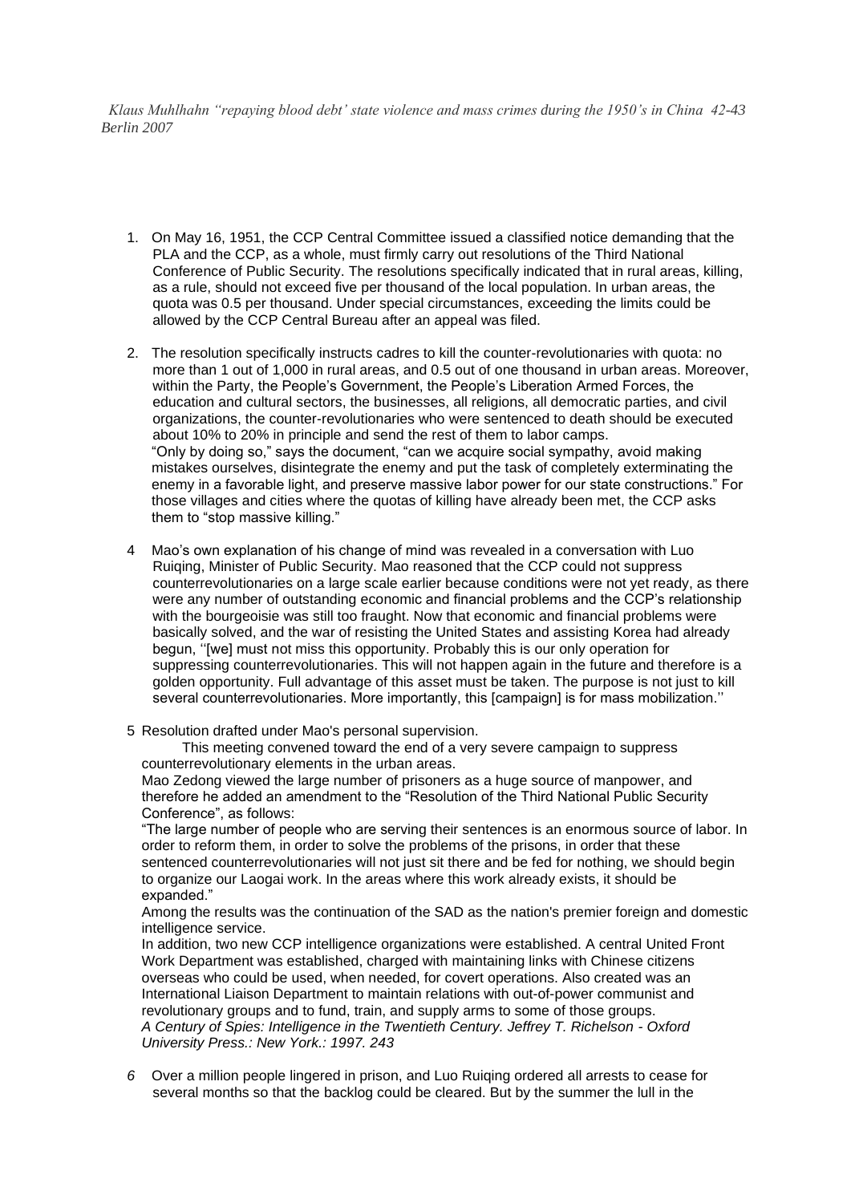*Klaus Muhlhahn "repaying blood debt' state violence and mass crimes during the 1950's in China 42-43 Berlin 2007*

1. On May 16, 1951, the CCP Central Committee issued a classified notice demanding that the PLA and the CCP, as a whole, must firmly carry out resolutions of the Third National Conference of Public Security. The resolutions specifically indicated that in rural areas, killing, as a rule, should not exceed five per thousand of the local population. In urban areas, the quota was 0.5 per thousand. Under special circumstances, exceeding the limits could be allowed by the CCP Central Bureau after an appeal was filed.

2. The resolution specifically instructs cadres to kill the counter-revolutionaries with quota: no more than 1 out of 1,000 in rural areas, and 0.5 out of one thousand in urban areas. Moreover, within the Party, the People's Government, the People's Liberation Armed Forces, the education and cultural sectors, the businesses, all religions, all democratic parties, and civil organizations, the counter-revolutionaries who were sentenced to death should be executed about 10% to 20% in principle and send the rest of them to labor camps.
   "Only by doing so," says the document, "can we acquire social sympathy, avoid making mistakes ourselves, disintegrate the enemy and put the task of completely exterminating the enemy in a favorable light, and preserve massive labor power for our state constructions." For those villages and cities where the quotas of killing have already been met, the CCP asks them to "stop massive killing."

4 Mao's own explanation of his change of mind was revealed in a conversation with Luo Ruiqing, Minister of Public Security. Mao reasoned that the CCP could not suppress counterrevolutionaries on a large scale earlier because conditions were not yet ready, as there were any number of outstanding economic and financial problems and the CCP's relationship with the bourgeoisie was still too fraught. Now that economic and financial problems were basically solved, and the war of resisting the United States and assisting Korea had already begun, ''[we] must not miss this opportunity. Probably this is our only operation for suppressing counterrevolutionaries. This will not happen again in the future and therefore is a golden opportunity. Full advantage of this asset must be taken. The purpose is not just to kill several counterrevolutionaries. More importantly, this [campaign] is for mass mobilization.''

5 Resolution drafted under Mao's personal supervision.

This meeting convened toward the end of a very severe campaign to suppress counterrevolutionary elements in the urban areas.

Mao Zedong viewed the large number of prisoners as a huge source of manpower, and therefore he added an amendment to the "Resolution of the Third National Public Security Conference", as follows:

"The large number of people who are serving their sentences is an enormous source of labor. In order to reform them, in order to solve the problems of the prisons, in order that these sentenced counterrevolutionaries will not just sit there and be fed for nothing, we should begin to organize our Laogai work. In the areas where this work already exists, it should be expanded."

Among the results was the continuation of the SAD as the nation's premier foreign and domestic intelligence service.

In addition, two new CCP intelligence organizations were established. A central United Front Work Department was established, charged with maintaining links with Chinese citizens overseas who could be used, when needed, for covert operations. Also created was an International Liaison Department to maintain relations with out-of-power communist and revolutionary groups and to fund, train, and supply arms to some of those groups.

*A Century of Spies: Intelligence in the Twentieth Century. Jeffrey T. Richelson - Oxford University Press.: New York.: 1997. 243*

*6* Over a million people lingered in prison, and Luo Ruiqing ordered all arrests to cease for several months so that the backlog could be cleared. But by the summer the lull in the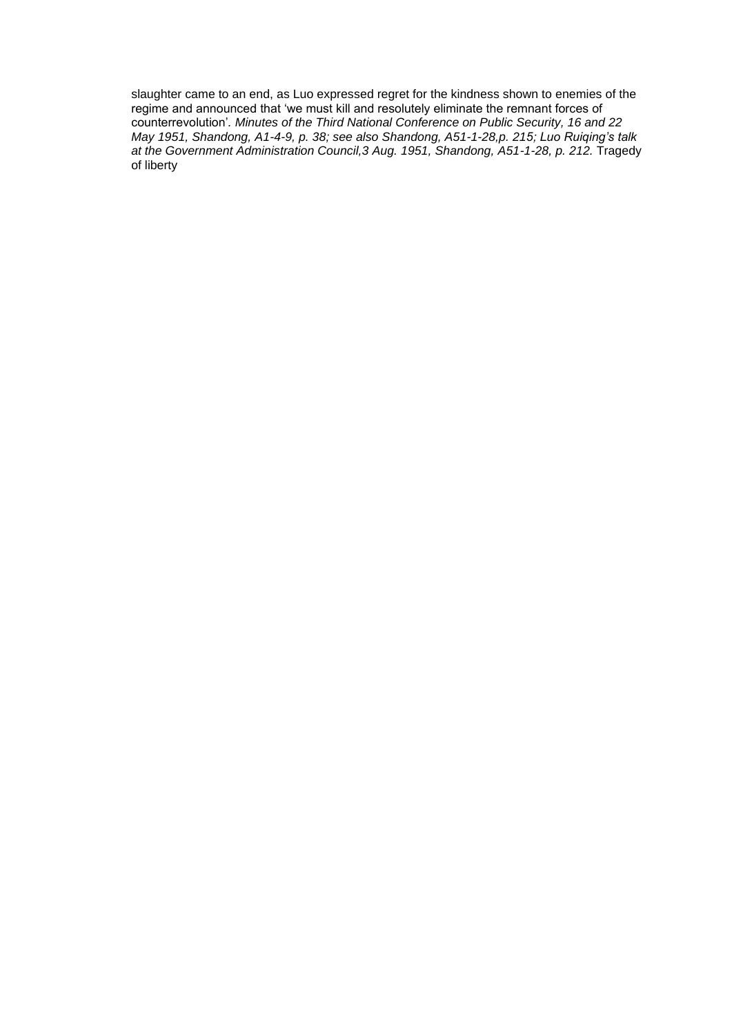slaughter came to an end, as Luo expressed regret for the kindness shown to enemies of the regime and announced that 'we must kill and resolutely eliminate the remnant forces of counterrevolution'. *Minutes of the Third National Conference on Public Security, 16 and 22 May 1951, Shandong, A1-4-9, p. 38; see also Shandong, A51-1-28,p. 215; Luo Ruiqing's talk at the Government Administration Council,3 Aug. 1951, Shandong, A51-1-28, p. 212.* Tragedy of liberty